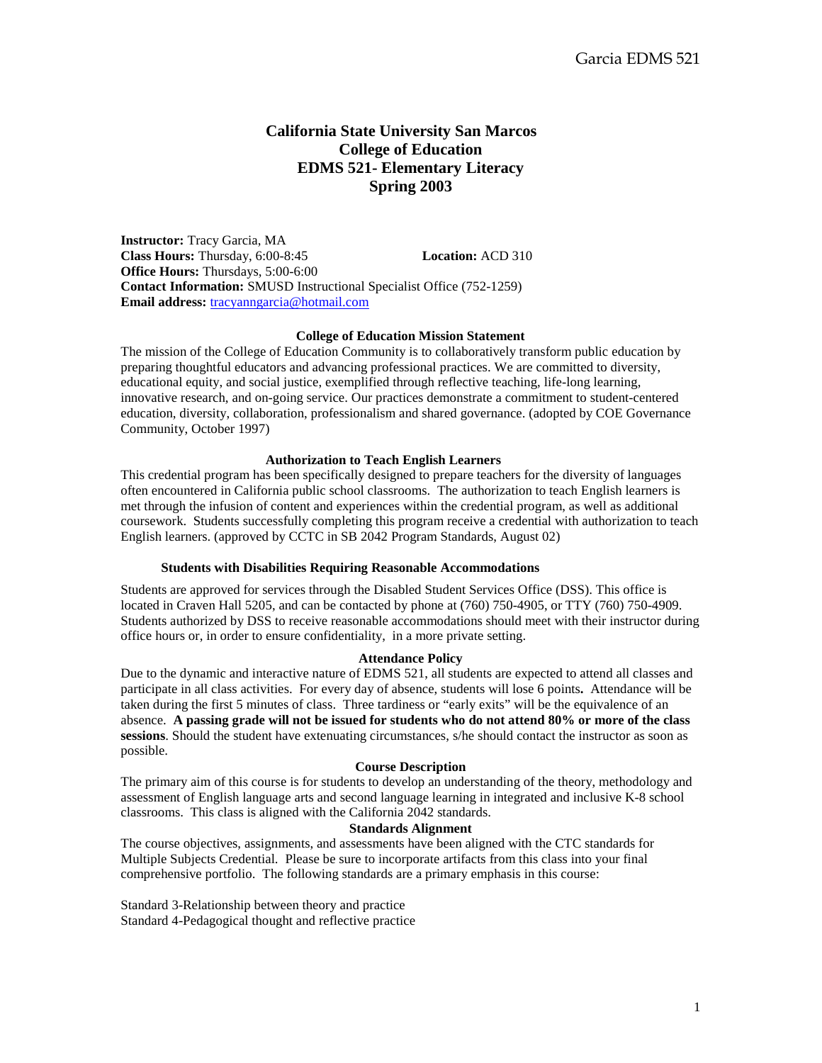# California State University San Marcos
# College of Education
# EDMS 521- Elementary Literacy
# Spring 2003

**Instructor:** Tracy Garcia, MA
**Class Hours:** Thursday, 6:00-8:45 **Location:** ACD 310
**Office Hours:** Thursdays, 5:00-6:00
**Contact Information:** SMUSD Instructional Specialist Office (752-1259)
**Email address:** tracyanngarcia@hotmail.com

### College of Education Mission Statement

The mission of the College of Education Community is to collaboratively transform public education by preparing thoughtful educators and advancing professional practices. We are committed to diversity, educational equity, and social justice, exemplified through reflective teaching, life-long learning, innovative research, and on-going service. Our practices demonstrate a commitment to student-centered education, diversity, collaboration, professionalism and shared governance. (adopted by COE Governance Community, October 1997)

### Authorization to Teach English Learners

This credential program has been specifically designed to prepare teachers for the diversity of languages often encountered in California public school classrooms. The authorization to teach English learners is met through the infusion of content and experiences within the credential program, as well as additional coursework. Students successfully completing this program receive a credential with authorization to teach English learners. (approved by CCTC in SB 2042 Program Standards, August 02)

### Students with Disabilities Requiring Reasonable Accommodations

Students are approved for services through the Disabled Student Services Office (DSS). This office is located in Craven Hall 5205, and can be contacted by phone at (760) 750-4905, or TTY (760) 750-4909. Students authorized by DSS to receive reasonable accommodations should meet with their instructor during office hours or, in order to ensure confidentiality, in a more private setting.

### Attendance Policy

Due to the dynamic and interactive nature of EDMS 521, all students are expected to attend all classes and participate in all class activities. For every day of absence, students will lose 6 points**.** Attendance will be taken during the first 5 minutes of class. Three tardiness or "early exits" will be the equivalence of an absence. **A passing grade will not be issued for students who do not attend 80% or more of the class sessions**. Should the student have extenuating circumstances, s/he should contact the instructor as soon as possible.

### Course Description

The primary aim of this course is for students to develop an understanding of the theory, methodology and assessment of English language arts and second language learning in integrated and inclusive K-8 school classrooms. This class is aligned with the California 2042 standards.

### Standards Alignment

The course objectives, assignments, and assessments have been aligned with the CTC standards for Multiple Subjects Credential. Please be sure to incorporate artifacts from this class into your final comprehensive portfolio. The following standards are a primary emphasis in this course:

Standard 3-Relationship between theory and practice
Standard 4-Pedagogical thought and reflective practice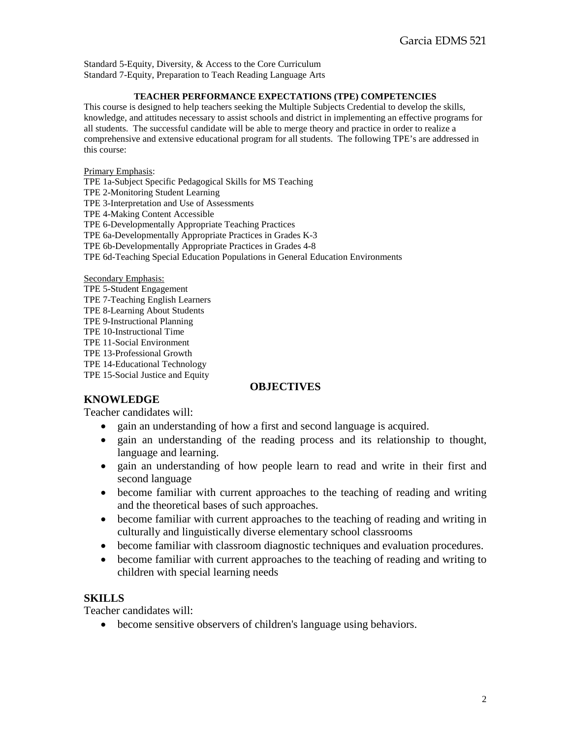Standard 5-Equity, Diversity, & Access to the Core Curriculum
Standard 7-Equity, Preparation to Teach Reading Language Arts

### TEACHER PERFORMANCE EXPECTATIONS (TPE) COMPETENCIES

This course is designed to help teachers seeking the Multiple Subjects Credential to develop the skills, knowledge, and attitudes necessary to assist schools and district in implementing an effective programs for all students. The successful candidate will be able to merge theory and practice in order to realize a comprehensive and extensive educational program for all students. The following TPE's are addressed in this course:

Primary Emphasis:
TPE 1a-Subject Specific Pedagogical Skills for MS Teaching
TPE 2-Monitoring Student Learning
TPE 3-Interpretation and Use of Assessments
TPE 4-Making Content Accessible
TPE 6-Developmentally Appropriate Teaching Practices
TPE 6a-Developmentally Appropriate Practices in Grades K-3
TPE 6b-Developmentally Appropriate Practices in Grades 4-8
TPE 6d-Teaching Special Education Populations in General Education Environments

Secondary Emphasis:
TPE 5-Student Engagement
TPE 7-Teaching English Learners
TPE 8-Learning About Students
TPE 9-Instructional Planning
TPE 10-Instructional Time
TPE 11-Social Environment
TPE 13-Professional Growth
TPE 14-Educational Technology
TPE 15-Social Justice and Equity

## OBJECTIVES

### KNOWLEDGE

Teacher candidates will:

- gain an understanding of how a first and second language is acquired.
- gain an understanding of the reading process and its relationship to thought, language and learning.
- gain an understanding of how people learn to read and write in their first and second language
- become familiar with current approaches to the teaching of reading and writing and the theoretical bases of such approaches.
- become familiar with current approaches to the teaching of reading and writing in culturally and linguistically diverse elementary school classrooms
- become familiar with classroom diagnostic techniques and evaluation procedures.
- become familiar with current approaches to the teaching of reading and writing to children with special learning needs

### SKILLS

Teacher candidates will:

- become sensitive observers of children's language using behaviors.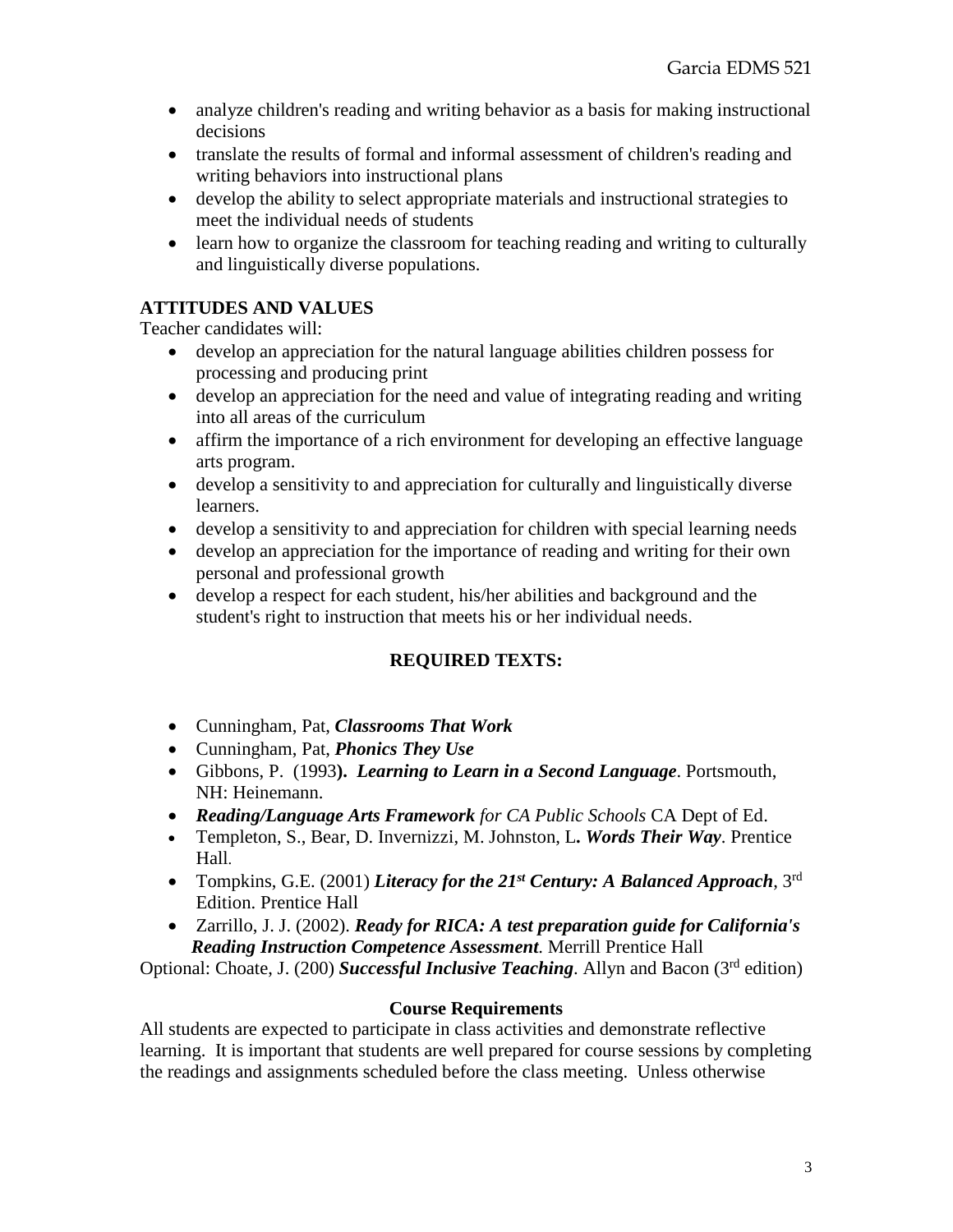- analyze children's reading and writing behavior as a basis for making instructional decisions
- translate the results of formal and informal assessment of children's reading and writing behaviors into instructional plans
- develop the ability to select appropriate materials and instructional strategies to meet the individual needs of students
- learn how to organize the classroom for teaching reading and writing to culturally and linguistically diverse populations.

**ATTITUDES AND VALUES**

Teacher candidates will:

- develop an appreciation for the natural language abilities children possess for processing and producing print
- develop an appreciation for the need and value of integrating reading and writing into all areas of the curriculum
- affirm the importance of a rich environment for developing an effective language arts program.
- develop a sensitivity to and appreciation for culturally and linguistically diverse learners.
- develop a sensitivity to and appreciation for children with special learning needs
- develop an appreciation for the importance of reading and writing for their own personal and professional growth
- develop a respect for each student, his/her abilities and background and the student's right to instruction that meets his or her individual needs.

## REQUIRED TEXTS:

- Cunningham, Pat, ***Classrooms That Work***
- Cunningham, Pat, ***Phonics They Use***
- Gibbons, P. (1993**). *Learning to Learn in a Second Language***. Portsmouth, NH: Heinemann.
- ***Reading/Language Arts Framework** for CA Public Schools* CA Dept of Ed.
- Templeton, S., Bear, D. Invernizzi, M. Johnston, L***. Words Their Way***. Prentice Hall.
- Tompkins, G.E. (2001) ***Literacy for the 21st Century: A Balanced Approach***, 3rd Edition. Prentice Hall
- Zarrillo, J. J. (2002). ***Ready for RICA: A test preparation guide for California's Reading Instruction Competence Assessment***. Merrill Prentice Hall

Optional: Choate, J. (200) ***Successful Inclusive Teaching***. Allyn and Bacon (3rd edition)

**Course Requirements**

All students are expected to participate in class activities and demonstrate reflective learning. It is important that students are well prepared for course sessions by completing the readings and assignments scheduled before the class meeting. Unless otherwise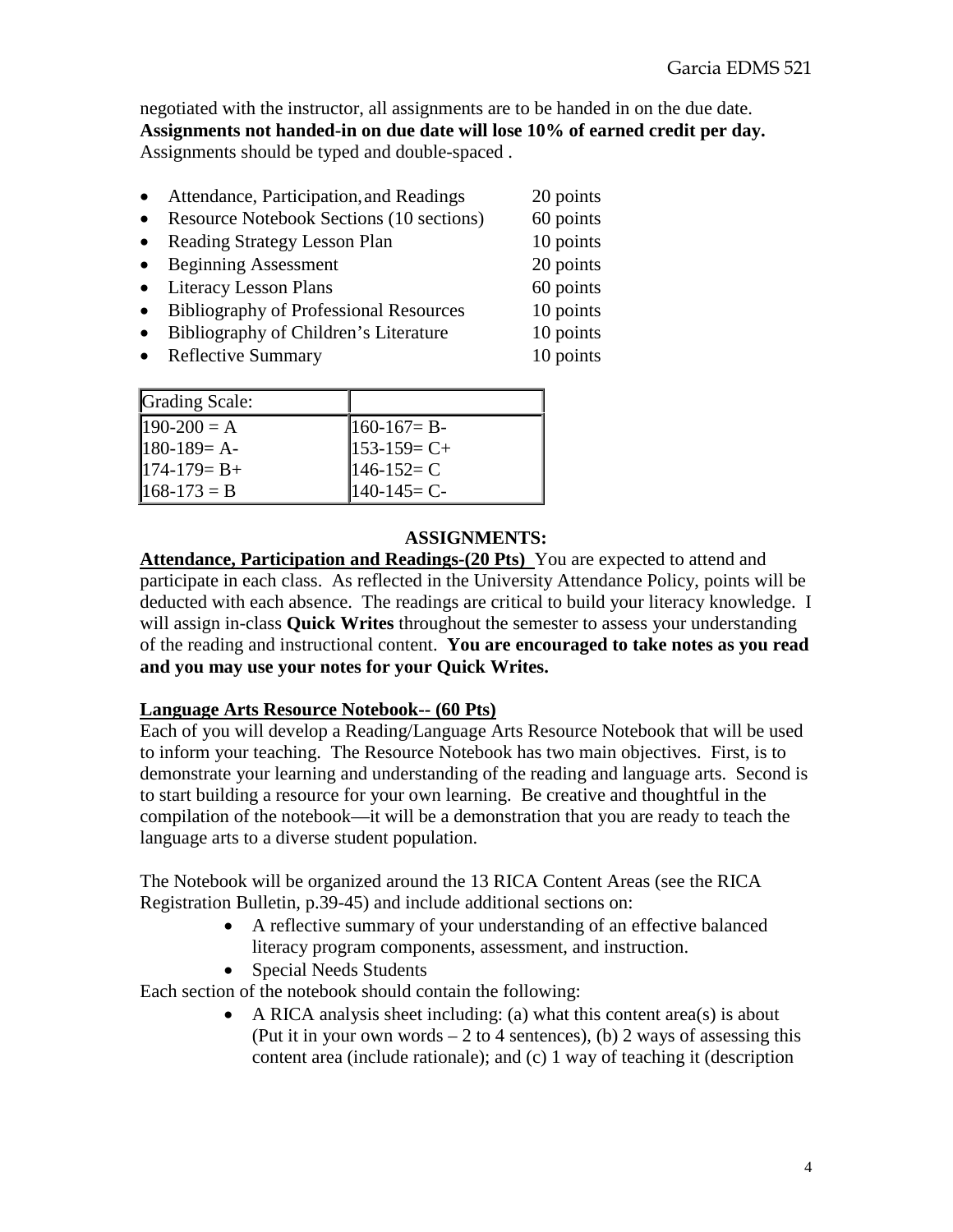negotiated with the instructor, all assignments are to be handed in on the due date. **Assignments not handed-in on due date will lose 10% of earned credit per day.** Assignments should be typed and double-spaced .

- Attendance, Participation, and Readings 20 points
- Resource Notebook Sections (10 sections) 60 points
- Reading Strategy Lesson Plan 10 points
- Beginning Assessment 20 points
- Literacy Lesson Plans 60 points
- Bibliography of Professional Resources 10 points
- Bibliography of Children's Literature 10 points
- Reflective Summary 10 points

| Grading Scale: | |
|---|---|
| 190-200 = A<br>180-189= A-<br>174-179= B+<br>168-173 = B | 160-167= B-<br>153-159= C+<br>146-152= C<br>140-145= C- |

## ASSIGNMENTS:

**Attendance, Participation and Readings-(20 Pts)** You are expected to attend and participate in each class. As reflected in the University Attendance Policy, points will be deducted with each absence. The readings are critical to build your literacy knowledge. I will assign in-class **Quick Writes** throughout the semester to assess your understanding of the reading and instructional content. **You are encouraged to take notes as you read and you may use your notes for your Quick Writes.**

**Language Arts Resource Notebook-- (60 Pts)**

Each of you will develop a Reading/Language Arts Resource Notebook that will be used to inform your teaching. The Resource Notebook has two main objectives. First, is to demonstrate your learning and understanding of the reading and language arts. Second is to start building a resource for your own learning. Be creative and thoughtful in the compilation of the notebook—it will be a demonstration that you are ready to teach the language arts to a diverse student population.

The Notebook will be organized around the 13 RICA Content Areas (see the RICA Registration Bulletin, p.39-45) and include additional sections on:

- A reflective summary of your understanding of an effective balanced literacy program components, assessment, and instruction.
- Special Needs Students

Each section of the notebook should contain the following:

- A RICA analysis sheet including: (a) what this content area(s) is about (Put it in your own words – 2 to 4 sentences), (b) 2 ways of assessing this content area (include rationale); and (c) 1 way of teaching it (description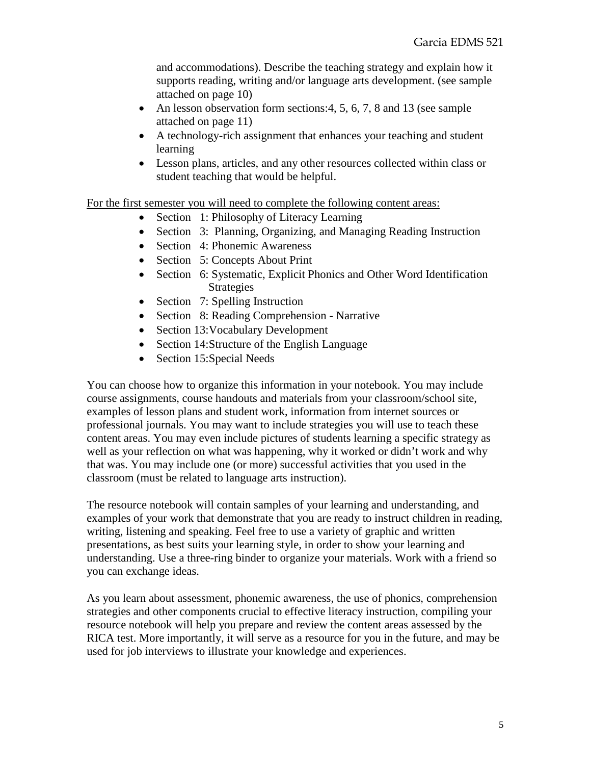and accommodations). Describe the teaching strategy and explain how it supports reading, writing and/or language arts development. (see sample attached on page 10)

- An lesson observation form sections:4, 5, 6, 7, 8 and 13 (see sample attached on page 11)
- A technology-rich assignment that enhances your teaching and student learning
- Lesson plans, articles, and any other resources collected within class or student teaching that would be helpful.

For the first semester you will need to complete the following content areas:

- Section 1: Philosophy of Literacy Learning
- Section 3: Planning, Organizing, and Managing Reading Instruction
- Section 4: Phonemic Awareness
- Section 5: Concepts About Print
- Section 6: Systematic, Explicit Phonics and Other Word Identification Strategies
- Section 7: Spelling Instruction
- Section 8: Reading Comprehension - Narrative
- Section 13:Vocabulary Development
- Section 14:Structure of the English Language
- Section 15:Special Needs

You can choose how to organize this information in your notebook. You may include course assignments, course handouts and materials from your classroom/school site, examples of lesson plans and student work, information from internet sources or professional journals. You may want to include strategies you will use to teach these content areas. You may even include pictures of students learning a specific strategy as well as your reflection on what was happening, why it worked or didn't work and why that was. You may include one (or more) successful activities that you used in the classroom (must be related to language arts instruction).

The resource notebook will contain samples of your learning and understanding, and examples of your work that demonstrate that you are ready to instruct children in reading, writing, listening and speaking. Feel free to use a variety of graphic and written presentations, as best suits your learning style, in order to show your learning and understanding. Use a three-ring binder to organize your materials. Work with a friend so you can exchange ideas.

As you learn about assessment, phonemic awareness, the use of phonics, comprehension strategies and other components crucial to effective literacy instruction, compiling your resource notebook will help you prepare and review the content areas assessed by the RICA test. More importantly, it will serve as a resource for you in the future, and may be used for job interviews to illustrate your knowledge and experiences.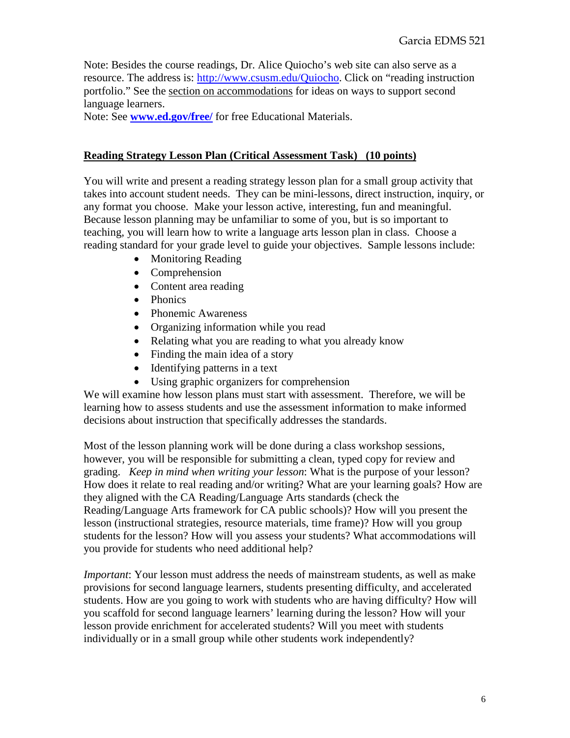Note: Besides the course readings, Dr. Alice Quiocho's web site can also serve as a resource. The address is: http://www.csusm.edu/Quiocho. Click on "reading instruction portfolio." See the section on accommodations for ideas on ways to support second language learners.

Note: See **www.ed.gov/free/** for free Educational Materials.

## Reading Strategy Lesson Plan (Critical Assessment Task) (10 points)

You will write and present a reading strategy lesson plan for a small group activity that takes into account student needs. They can be mini-lessons, direct instruction, inquiry, or any format you choose. Make your lesson active, interesting, fun and meaningful. Because lesson planning may be unfamiliar to some of you, but is so important to teaching, you will learn how to write a language arts lesson plan in class. Choose a reading standard for your grade level to guide your objectives. Sample lessons include:

- Monitoring Reading
- Comprehension
- Content area reading
- Phonics
- Phonemic Awareness
- Organizing information while you read
- Relating what you are reading to what you already know
- Finding the main idea of a story
- Identifying patterns in a text
- Using graphic organizers for comprehension

We will examine how lesson plans must start with assessment. Therefore, we will be learning how to assess students and use the assessment information to make informed decisions about instruction that specifically addresses the standards.

Most of the lesson planning work will be done during a class workshop sessions, however, you will be responsible for submitting a clean, typed copy for review and grading. *Keep in mind when writing your lesson*: What is the purpose of your lesson? How does it relate to real reading and/or writing? What are your learning goals? How are they aligned with the CA Reading/Language Arts standards (check the Reading/Language Arts framework for CA public schools)? How will you present the lesson (instructional strategies, resource materials, time frame)? How will you group students for the lesson? How will you assess your students? What accommodations will you provide for students who need additional help?

*Important*: Your lesson must address the needs of mainstream students, as well as make provisions for second language learners, students presenting difficulty, and accelerated students. How are you going to work with students who are having difficulty? How will you scaffold for second language learners' learning during the lesson? How will your lesson provide enrichment for accelerated students? Will you meet with students individually or in a small group while other students work independently?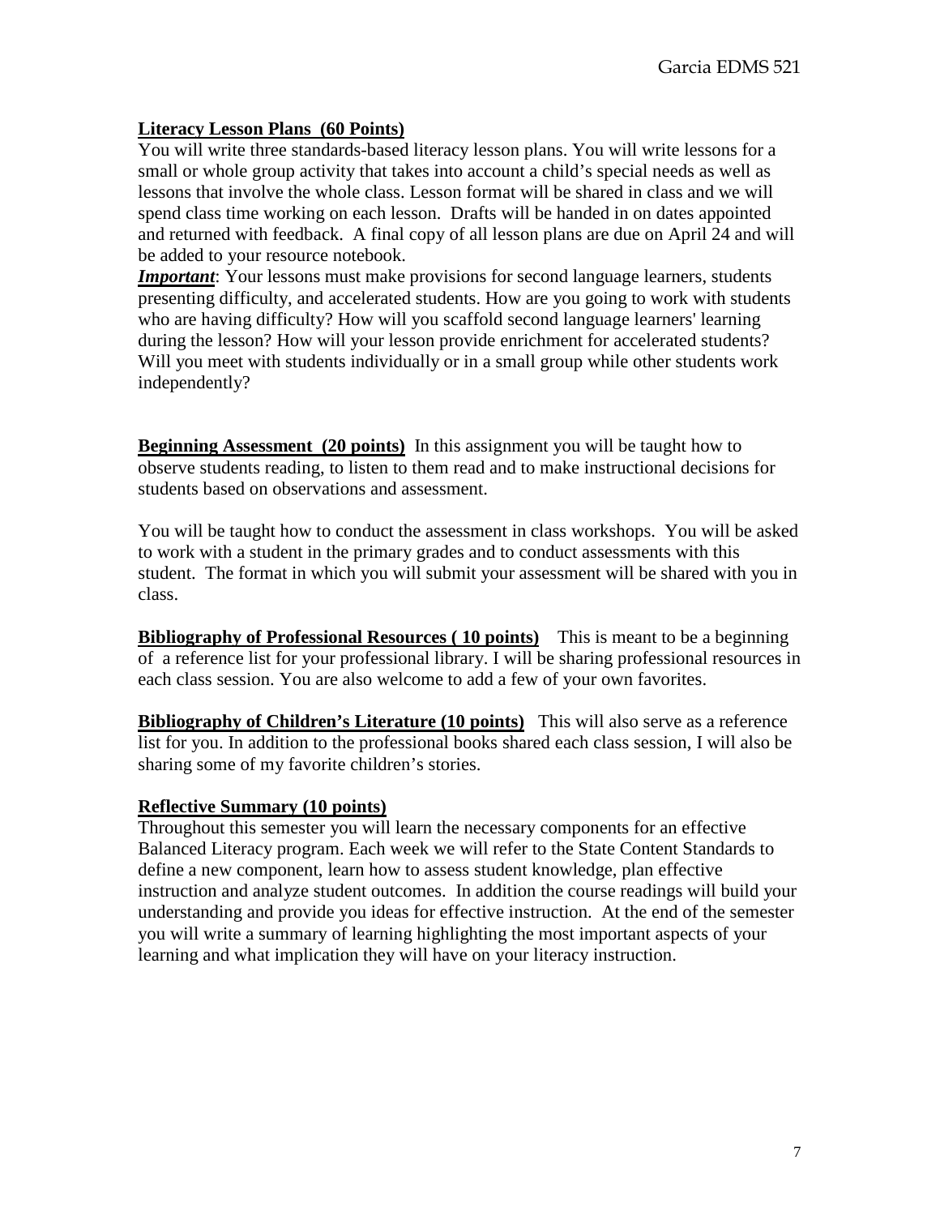**Literacy Lesson Plans (60 Points)**

You will write three standards-based literacy lesson plans. You will write lessons for a small or whole group activity that takes into account a child's special needs as well as lessons that involve the whole class. Lesson format will be shared in class and we will spend class time working on each lesson. Drafts will be handed in on dates appointed and returned with feedback. A final copy of all lesson plans are due on April 24 and will be added to your resource notebook.

***Important***: Your lessons must make provisions for second language learners, students presenting difficulty, and accelerated students. How are you going to work with students who are having difficulty? How will you scaffold second language learners' learning during the lesson? How will your lesson provide enrichment for accelerated students? Will you meet with students individually or in a small group while other students work independently?

**Beginning Assessment (20 points)** In this assignment you will be taught how to observe students reading, to listen to them read and to make instructional decisions for students based on observations and assessment.

You will be taught how to conduct the assessment in class workshops. You will be asked to work with a student in the primary grades and to conduct assessments with this student. The format in which you will submit your assessment will be shared with you in class.

**Bibliography of Professional Resources ( 10 points)** This is meant to be a beginning of a reference list for your professional library. I will be sharing professional resources in each class session. You are also welcome to add a few of your own favorites.

**Bibliography of Children's Literature (10 points)** This will also serve as a reference list for you. In addition to the professional books shared each class session, I will also be sharing some of my favorite children's stories.

**Reflective Summary (10 points)**

Throughout this semester you will learn the necessary components for an effective Balanced Literacy program. Each week we will refer to the State Content Standards to define a new component, learn how to assess student knowledge, plan effective instruction and analyze student outcomes. In addition the course readings will build your understanding and provide you ideas for effective instruction. At the end of the semester you will write a summary of learning highlighting the most important aspects of your learning and what implication they will have on your literacy instruction.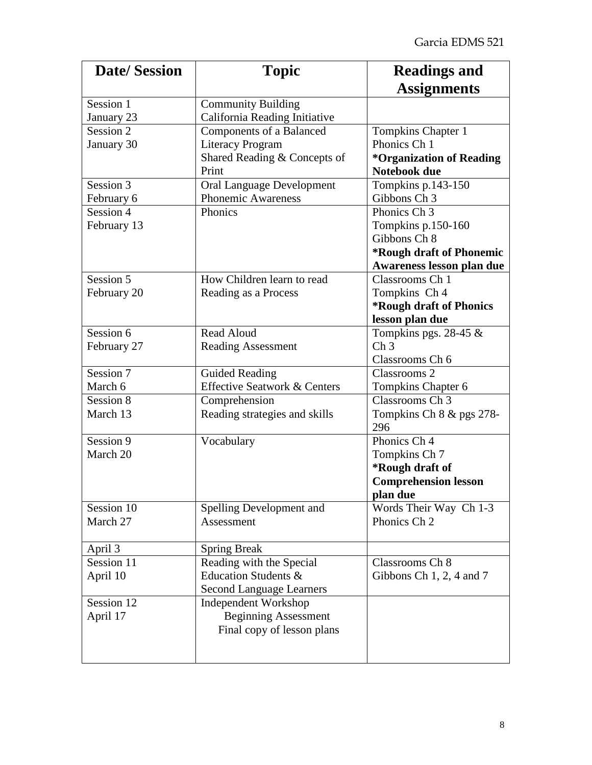| Date/ Session | Topic | Readings and Assignments |
|---|---|---|
| Session 1<br>January 23 | Community Building<br>California Reading Initiative | |
| Session 2<br>January 30 | Components of a Balanced Literacy Program<br>Shared Reading & Concepts of Print | Tompkins Chapter 1<br>Phonics Ch 1<br>**\*Organization of Reading Notebook due** |
| Session 3<br>February 6 | Oral Language Development<br>Phonemic Awareness | Tompkins p.143-150<br>Gibbons Ch 3 |
| Session 4<br>February 13 | Phonics | Phonics Ch 3<br>Tompkins p.150-160<br>Gibbons Ch 8<br>**\*Rough draft of Phonemic Awareness lesson plan due** |
| Session 5<br>February 20 | How Children learn to read<br>Reading as a Process | Classrooms Ch 1<br>Tompkins Ch 4<br>**\*Rough draft of Phonics lesson plan due** |
| Session 6<br>February 27 | Read Aloud<br>Reading Assessment | Tompkins pgs. 28-45 & Ch 3<br>Classrooms Ch 6 |
| Session 7<br>March 6 | Guided Reading<br>Effective Seatwork & Centers | Classrooms 2<br>Tompkins Chapter 6 |
| Session 8<br>March 13 | Comprehension<br>Reading strategies and skills | Classrooms Ch 3<br>Tompkins Ch 8 & pgs 278-296 |
| Session 9<br>March 20 | Vocabulary | Phonics Ch 4<br>Tompkins Ch 7<br>**\*Rough draft of Comprehension lesson plan due** |
| Session 10<br>March 27 | Spelling Development and Assessment | Words Their Way Ch 1-3<br>Phonics Ch 2 |
| April 3 | Spring Break | |
| Session 11<br>April 10 | Reading with the Special Education Students & Second Language Learners | Classrooms Ch 8<br>Gibbons Ch 1, 2, 4 and 7 |
| Session 12<br>April 17 | Independent Workshop<br>Beginning Assessment<br>Final copy of lesson plans | |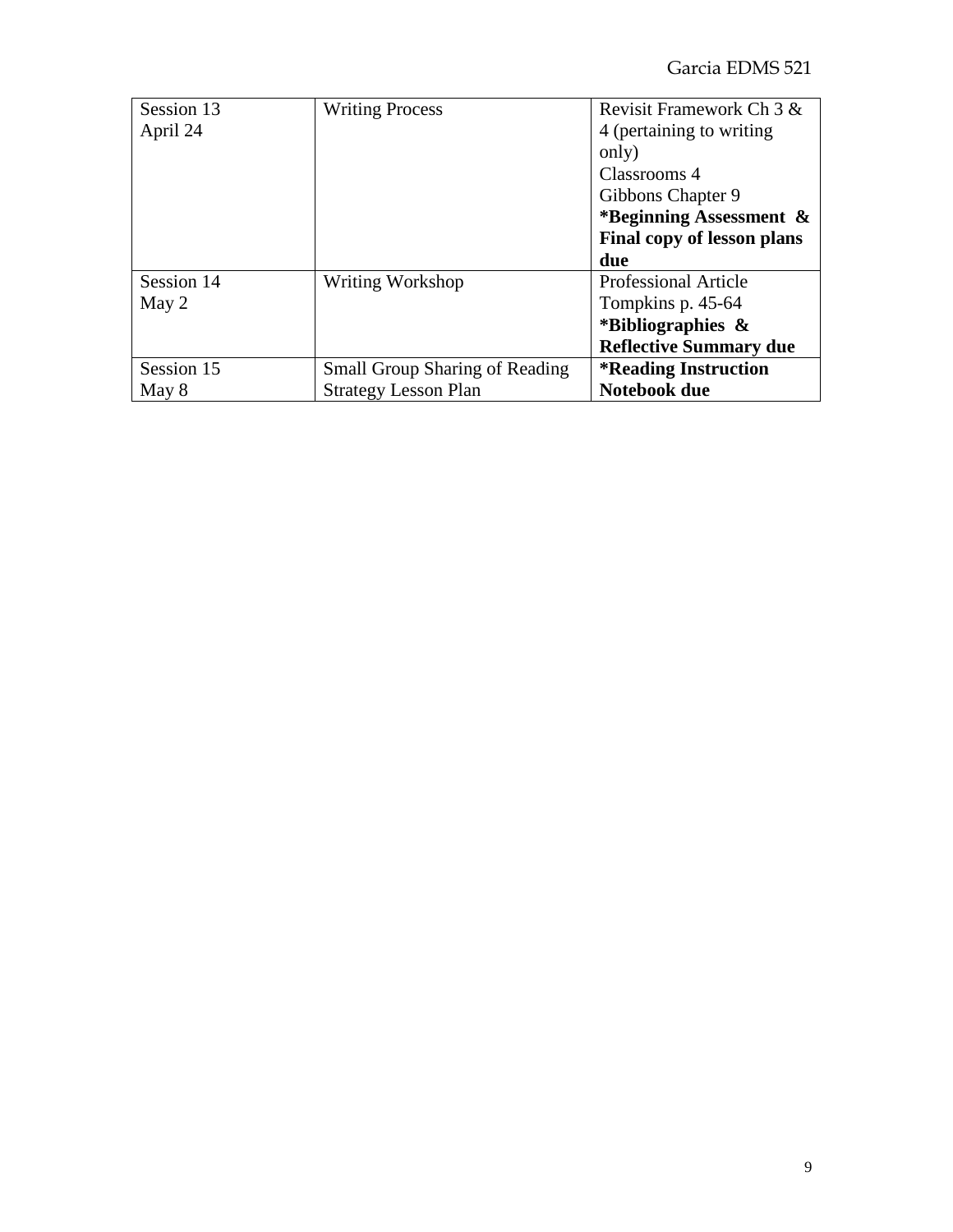| | | |
|---|---|---|
| Session 13<br>April 24 | Writing Process | Revisit Framework Ch 3 & 4 (pertaining to writing only)<br>Classrooms 4<br>Gibbons Chapter 9<br>**\*Beginning Assessment & Final copy of lesson plans due** |
| Session 14<br>May 2 | Writing Workshop | Professional Article<br>Tompkins p. 45-64<br>**\*Bibliographies & Reflective Summary due** |
| Session 15<br>May 8 | Small Group Sharing of Reading Strategy Lesson Plan | **\*Reading Instruction Notebook due** |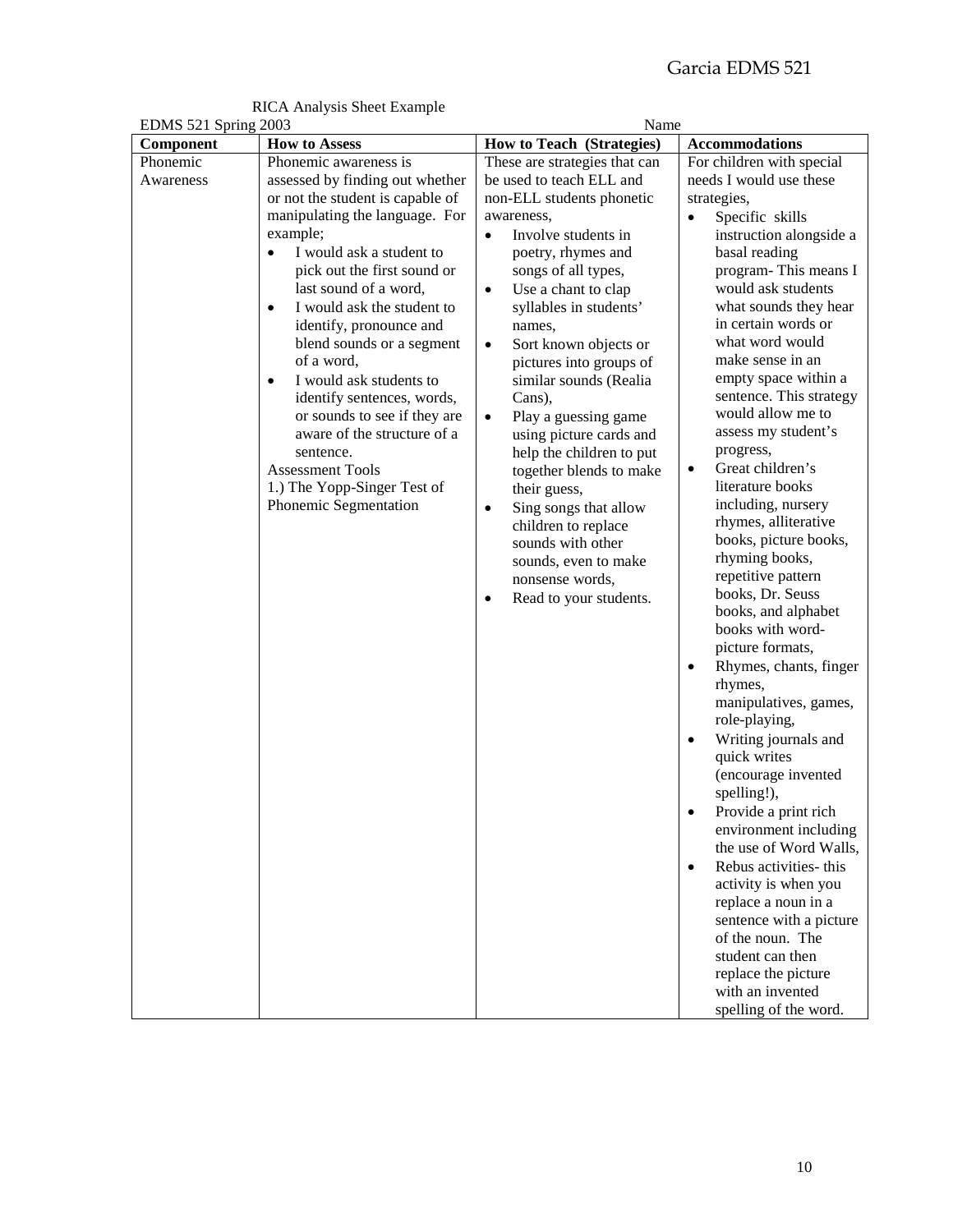RICA Analysis Sheet Example

EDMS 521 Spring 2003 Name

| Component | How to Assess | How to Teach (Strategies) | Accommodations |
|---|---|---|---|
| Phonemic Awareness | Phonemic awareness is assessed by finding out whether or not the student is capable of manipulating the language. For example;<br>• I would ask a student to pick out the first sound or last sound of a word,<br>• I would ask the student to identify, pronounce and blend sounds or a segment of a word,<br>• I would ask students to identify sentences, words, or sounds to see if they are aware of the structure of a sentence.<br>Assessment Tools<br>1.) The Yopp-Singer Test of Phonemic Segmentation | These are strategies that can be used to teach ELL and non-ELL students phonetic awareness,<br>• Involve students in poetry, rhymes and songs of all types,<br>• Use a chant to clap syllables in students' names,<br>• Sort known objects or pictures into groups of similar sounds (Realia Cans),<br>• Play a guessing game using picture cards and help the children to put together blends to make their guess,<br>• Sing songs that allow children to replace sounds with other sounds, even to make nonsense words,<br>• Read to your students. | For children with special needs I would use these strategies,<br>• Specific skills instruction alongside a basal reading program- This means I would ask students what sounds they hear in certain words or what word would make sense in an empty space within a sentence. This strategy would allow me to assess my student's progress,<br>• Great children's literature books including, nursery rhymes, alliterative books, picture books, rhyming books, repetitive pattern books, Dr. Seuss books, and alphabet books with word-picture formats,<br>• Rhymes, chants, finger rhymes, manipulatives, games, role-playing,<br>• Writing journals and quick writes (encourage invented spelling!),<br>• Provide a print rich environment including the use of Word Walls,<br>• Rebus activities- this activity is when you replace a noun in a sentence with a picture of the noun. The student can then replace the picture with an invented spelling of the word. |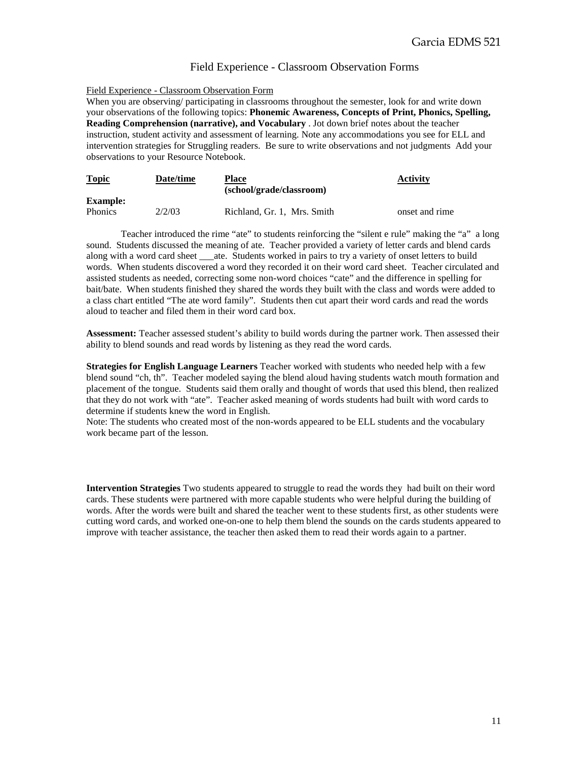## Field Experience - Classroom Observation Forms

Field Experience - Classroom Observation Form

When you are observing/ participating in classrooms throughout the semester, look for and write down your observations of the following topics: **Phonemic Awareness, Concepts of Print, Phonics, Spelling, Reading Comprehension (narrative), and Vocabulary** . Jot down brief notes about the teacher instruction, student activity and assessment of learning. Note any accommodations you see for ELL and intervention strategies for Struggling readers. Be sure to write observations and not judgments Add your observations to your Resource Notebook.

| Topic | Date/time | Place (school/grade/classroom) | Activity |
|---|---|---|---|
| **Example:** | | | |
| Phonics | 2/2/03 | Richland, Gr. 1, Mrs. Smith | onset and rime |

Teacher introduced the rime "ate" to students reinforcing the "silent e rule" making the "a" a long sound. Students discussed the meaning of ate. Teacher provided a variety of letter cards and blend cards along with a word card sheet ___ate. Students worked in pairs to try a variety of onset letters to build words. When students discovered a word they recorded it on their word card sheet. Teacher circulated and assisted students as needed, correcting some non-word choices "cate" and the difference in spelling for bait/bate. When students finished they shared the words they built with the class and words were added to a class chart entitled "The ate word family". Students then cut apart their word cards and read the words aloud to teacher and filed them in their word card box.

**Assessment:** Teacher assessed student's ability to build words during the partner work. Then assessed their ability to blend sounds and read words by listening as they read the word cards.

**Strategies for English Language Learners** Teacher worked with students who needed help with a few blend sound "ch, th". Teacher modeled saying the blend aloud having students watch mouth formation and placement of the tongue. Students said them orally and thought of words that used this blend, then realized that they do not work with "ate". Teacher asked meaning of words students had built with word cards to determine if students knew the word in English.

Note: The students who created most of the non-words appeared to be ELL students and the vocabulary work became part of the lesson.

**Intervention Strategies** Two students appeared to struggle to read the words they had built on their word cards. These students were partnered with more capable students who were helpful during the building of words. After the words were built and shared the teacher went to these students first, as other students were cutting word cards, and worked one-on-one to help them blend the sounds on the cards students appeared to improve with teacher assistance, the teacher then asked them to read their words again to a partner.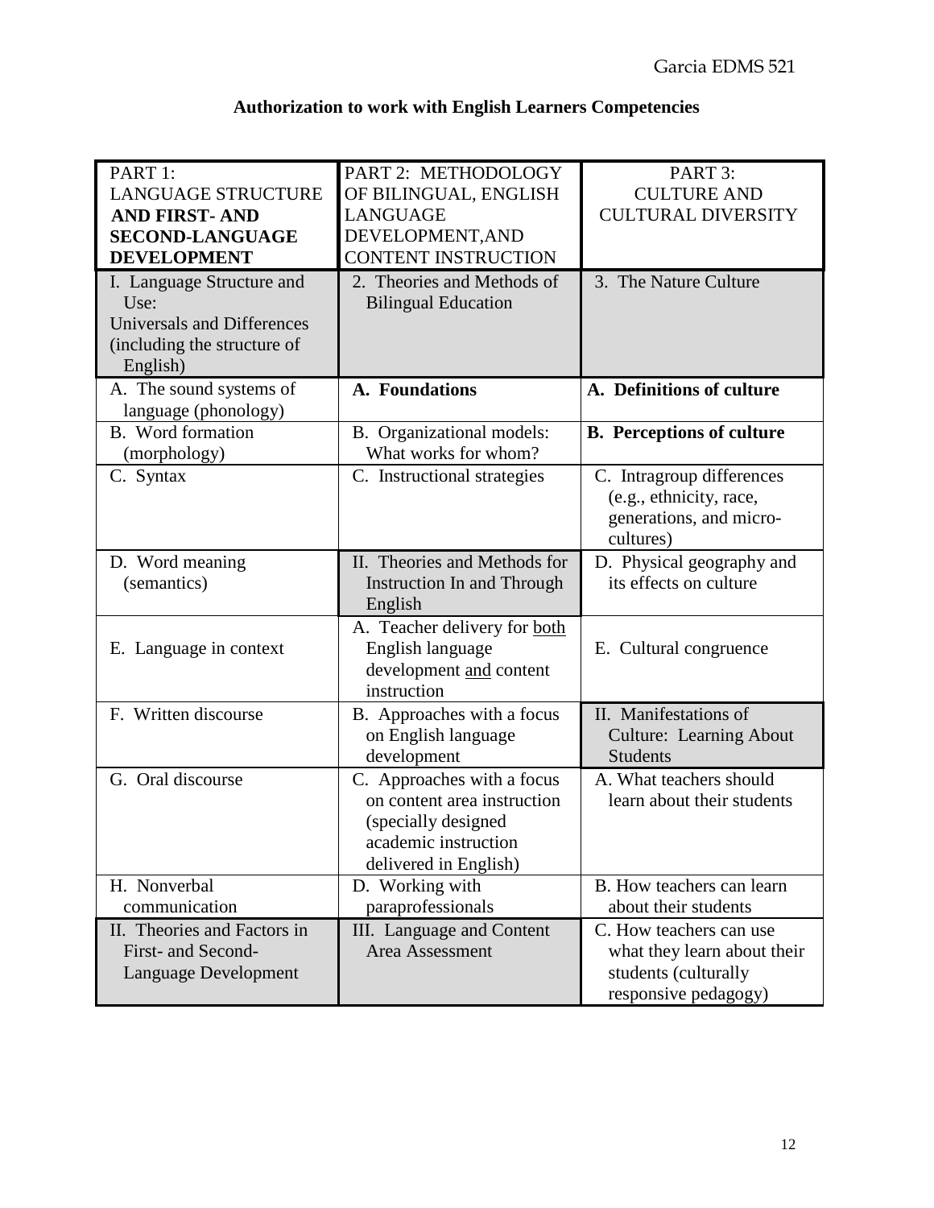## Authorization to work with English Learners Competencies

| PART 1: LANGUAGE STRUCTURE **AND FIRST- AND SECOND-LANGUAGE DEVELOPMENT** | PART 2: METHODOLOGY OF BILINGUAL, ENGLISH LANGUAGE DEVELOPMENT,AND CONTENT INSTRUCTION | PART 3: CULTURE AND CULTURAL DIVERSITY |
|---|---|---|
| I. Language Structure and Use: Universals and Differences (including the structure of English) | 2. Theories and Methods of Bilingual Education | 3. The Nature Culture |
| A. The sound systems of language (phonology) | **A. Foundations** | **A. Definitions of culture** |
| B. Word formation (morphology) | B. Organizational models: What works for whom? | **B. Perceptions of culture** |
| C. Syntax | C. Instructional strategies | C. Intragroup differences (e.g., ethnicity, race, generations, and micro-cultures) |
| D. Word meaning (semantics) | II. Theories and Methods for Instruction In and Through English | D. Physical geography and its effects on culture |
| E. Language in context | A. Teacher delivery for <u>both</u> English language development <u>and</u> content instruction | E. Cultural congruence |
| F. Written discourse | B. Approaches with a focus on English language development | II. Manifestations of Culture: Learning About Students |
| G. Oral discourse | C. Approaches with a focus on content area instruction (specially designed academic instruction delivered in English) | A. What teachers should learn about their students |
| H. Nonverbal communication | D. Working with paraprofessionals | B. How teachers can learn about their students |
| II. Theories and Factors in First- and Second-Language Development | III. Language and Content Area Assessment | C. How teachers can use what they learn about their students (culturally responsive pedagogy) |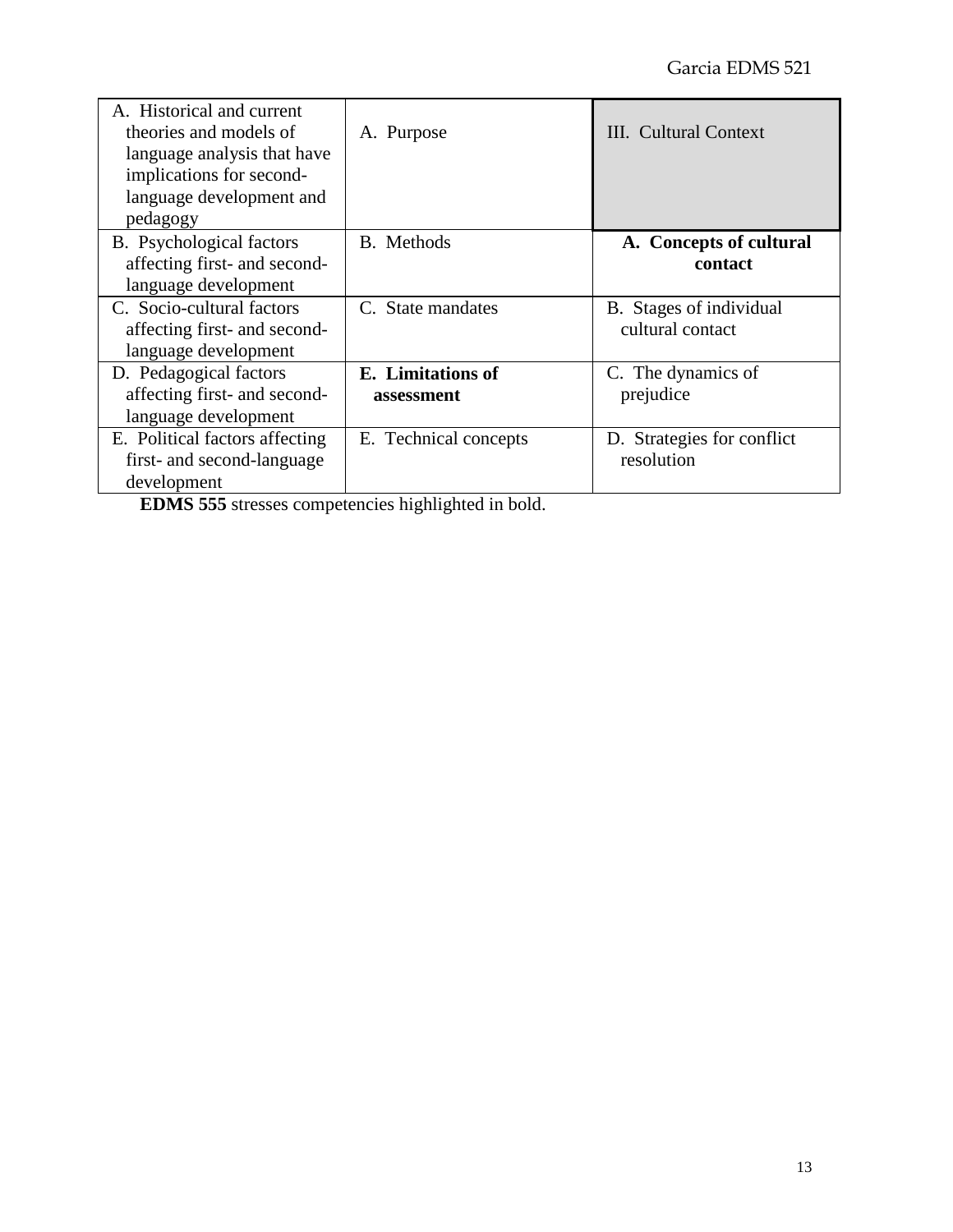| | | |
|---|---|---|
| A. Historical and current theories and models of language analysis that have implications for second-language development and pedagogy | A. Purpose | III. Cultural Context |
| B. Psychological factors affecting first- and second-language development | B. Methods | **A. Concepts of cultural contact** |
| C. Socio-cultural factors affecting first- and second-language development | C. State mandates | B. Stages of individual cultural contact |
| D. Pedagogical factors affecting first- and second-language development | **E. Limitations of assessment** | C. The dynamics of prejudice |
| E. Political factors affecting first- and second-language development | E. Technical concepts | D. Strategies for conflict resolution |

**EDMS 555** stresses competencies highlighted in bold.